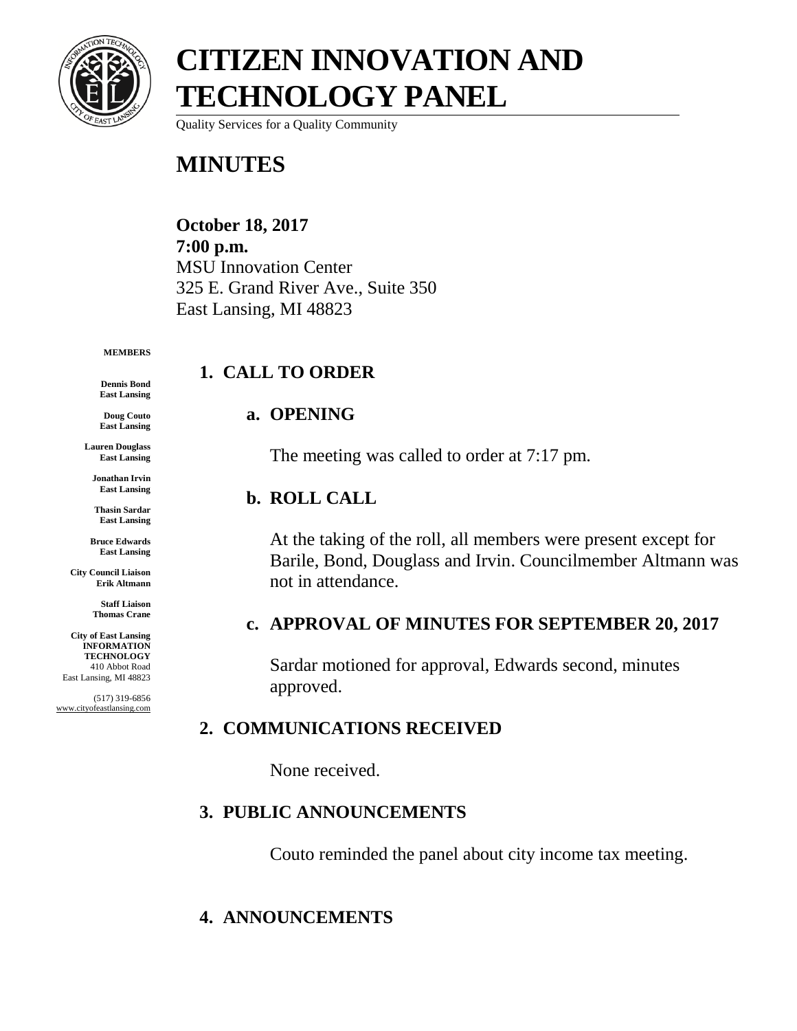# CITIZEN INNOVATION AND TECHNOLOGY PANEL

Quality Services for a Quality Community

# MINUTES

**October 18, 2017**
**7:00 p.m.**
MSU Innovation Center
325 E. Grand River Ave., Suite 350
East Lansing, MI 48823

**MEMBERS**

**Dennis Bond**
**East Lansing**

**Doug Couto**
**East Lansing**

**Lauren Douglass**
**East Lansing**

**Jonathan Irvin**
**East Lansing**

**Thasin Sardar**
**East Lansing**

**Bruce Edwards**
**East Lansing**

**City Council Liaison**
**Erik Altmann**

**Staff Liaison**
**Thomas Crane**

**City of East Lansing**
**INFORMATION TECHNOLOGY**
410 Abbot Road
East Lansing, MI 48823

(517) 319-6856
www.cityofeastlansing.com

## 1. CALL TO ORDER

### a. OPENING

The meeting was called to order at 7:17 pm.

### b. ROLL CALL

At the taking of the roll, all members were present except for Barile, Bond, Douglass and Irvin. Councilmember Altmann was not in attendance.

### c. APPROVAL OF MINUTES FOR SEPTEMBER 20, 2017

Sardar motioned for approval, Edwards second, minutes approved.

## 2. COMMUNICATIONS RECEIVED

None received.

## 3. PUBLIC ANNOUNCEMENTS

Couto reminded the panel about city income tax meeting.

## 4. ANNOUNCEMENTS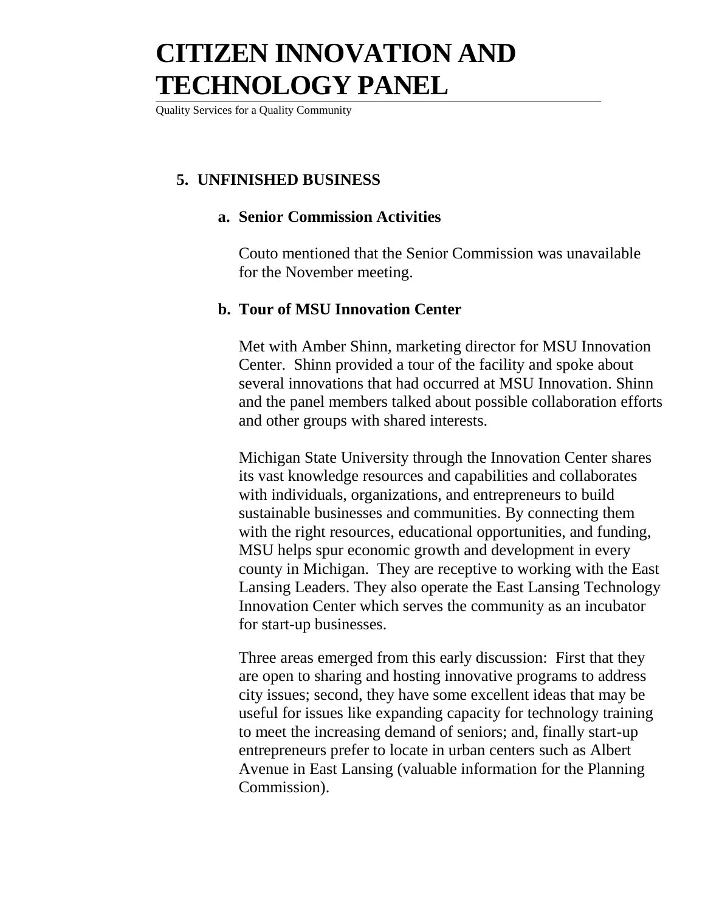## 5. UNFINISHED BUSINESS

### a. Senior Commission Activities

Couto mentioned that the Senior Commission was unavailable for the November meeting.

### b. Tour of MSU Innovation Center

Met with Amber Shinn, marketing director for MSU Innovation Center. Shinn provided a tour of the facility and spoke about several innovations that had occurred at MSU Innovation. Shinn and the panel members talked about possible collaboration efforts and other groups with shared interests.

Michigan State University through the Innovation Center shares its vast knowledge resources and capabilities and collaborates with individuals, organizations, and entrepreneurs to build sustainable businesses and communities. By connecting them with the right resources, educational opportunities, and funding, MSU helps spur economic growth and development in every county in Michigan. They are receptive to working with the East Lansing Leaders. They also operate the East Lansing Technology Innovation Center which serves the community as an incubator for start-up businesses.

Three areas emerged from this early discussion: First that they are open to sharing and hosting innovative programs to address city issues; second, they have some excellent ideas that may be useful for issues like expanding capacity for technology training to meet the increasing demand of seniors; and, finally start-up entrepreneurs prefer to locate in urban centers such as Albert Avenue in East Lansing (valuable information for the Planning Commission).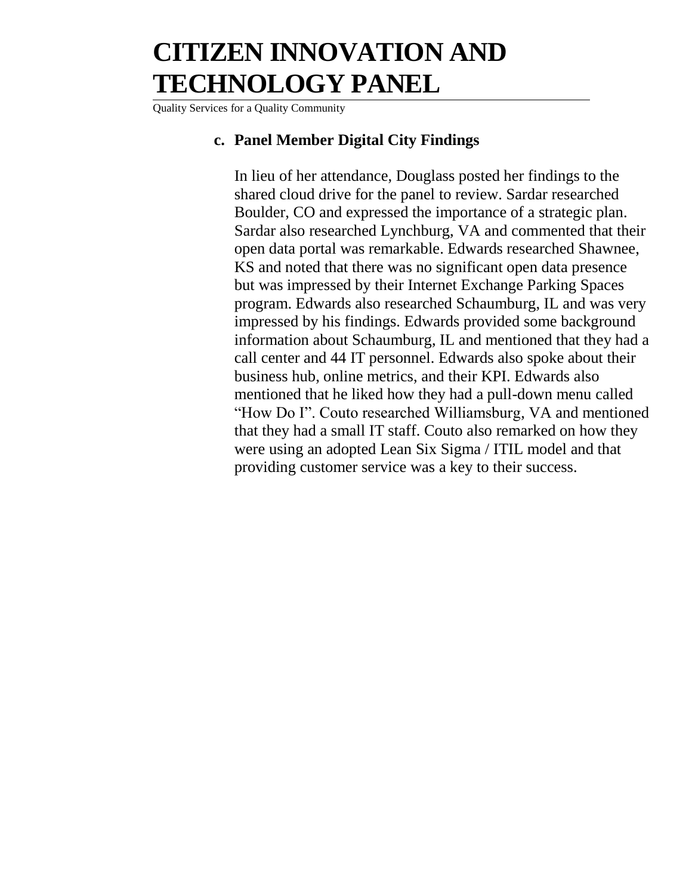**c. Panel Member Digital City Findings**

In lieu of her attendance, Douglass posted her findings to the shared cloud drive for the panel to review. Sardar researched Boulder, CO and expressed the importance of a strategic plan. Sardar also researched Lynchburg, VA and commented that their open data portal was remarkable. Edwards researched Shawnee, KS and noted that there was no significant open data presence but was impressed by their Internet Exchange Parking Spaces program. Edwards also researched Schaumburg, IL and was very impressed by his findings. Edwards provided some background information about Schaumburg, IL and mentioned that they had a call center and 44 IT personnel. Edwards also spoke about their business hub, online metrics, and their KPI. Edwards also mentioned that he liked how they had a pull-down menu called "How Do I". Couto researched Williamsburg, VA and mentioned that they had a small IT staff. Couto also remarked on how they were using an adopted Lean Six Sigma / ITIL model and that providing customer service was a key to their success.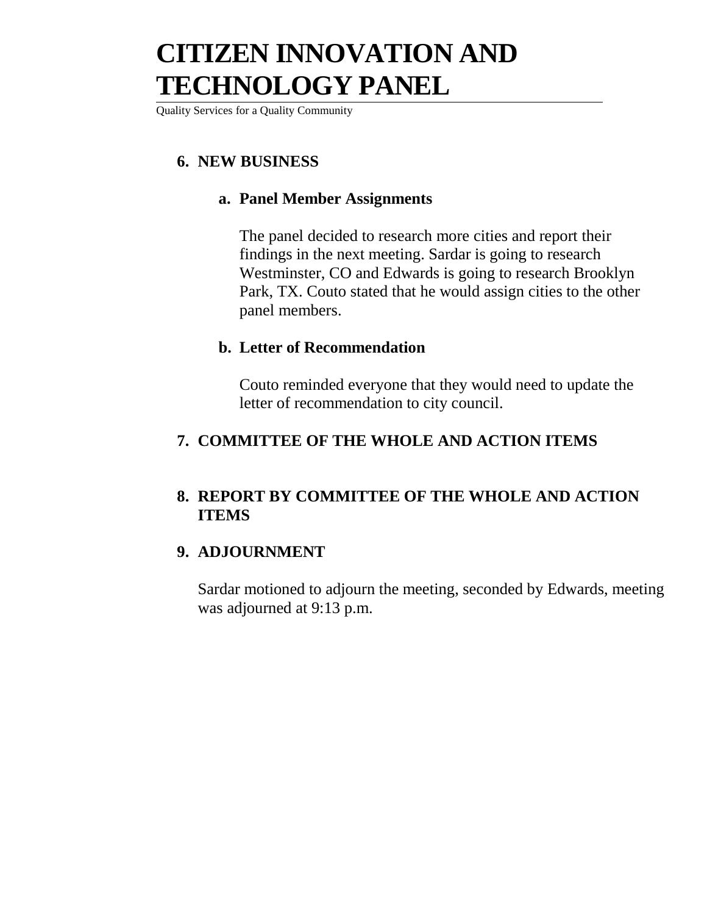# CITIZEN INNOVATION AND TECHNOLOGY PANEL

Quality Services for a Quality Community

## 6. NEW BUSINESS

### a. Panel Member Assignments

The panel decided to research more cities and report their findings in the next meeting. Sardar is going to research Westminster, CO and Edwards is going to research Brooklyn Park, TX. Couto stated that he would assign cities to the other panel members.

### b. Letter of Recommendation

Couto reminded everyone that they would need to update the letter of recommendation to city council.

## 7. COMMITTEE OF THE WHOLE AND ACTION ITEMS

## 8. REPORT BY COMMITTEE OF THE WHOLE AND ACTION ITEMS

## 9. ADJOURNMENT

Sardar motioned to adjourn the meeting, seconded by Edwards, meeting was adjourned at 9:13 p.m.